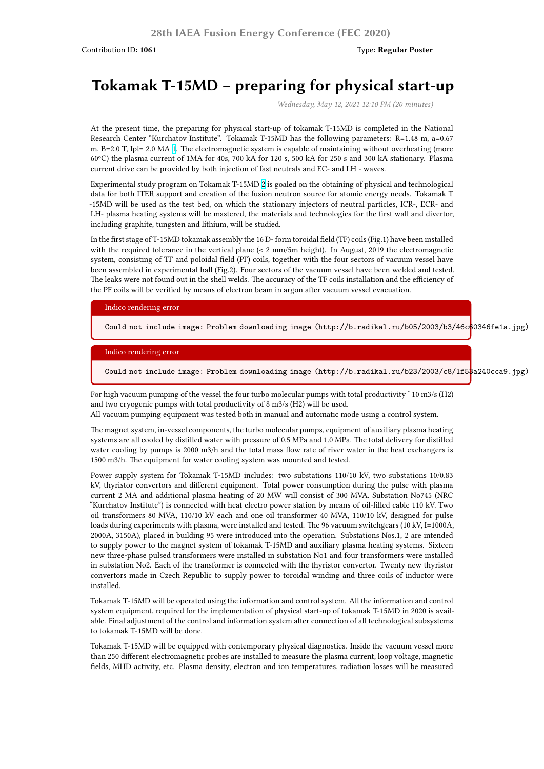Contribution ID: **1061**

Type: **Regular Poster**

# Tokamak T-15MD – preparing for physical start-up

*Wednesday, May 12, 2021 12:10 PM (20 minutes)*

At the present time, the preparing for physical start-up of tokamak T-15MD is completed in the National Research Center "Kurchatov Institute". Tokamak T-15MD has the following parameters: R=1.48 m, a=0.67 m, B=2.0 T, Ipl= 2.0 MA [1]. The electromagnetic system is capable of maintaining without overheating (more 60ºC) the plasma current of 1MA for 40s, 700 kA for 120 s, 500 kA for 250 s and 300 kA stationary. Plasma current drive can be provided by both injection of fast neutrals and EC- and LH - waves.

Experimental study program on Tokamak T-15MD [2] is goaled on the obtaining of physical and technological data for both ITER support and creation of the fusion neutron source for atomic energy needs. Tokamak T-15MD will be used as the test bed, on which the stationary injectors of neutral particles, ICR-, ECR- and LH- plasma heating systems will be mastered, the materials and technologies for the first wall and divertor, including graphite, tungsten and lithium, will be studied.

In the first stage of T-15MD tokamak assembly the 16 D- form toroidal field (TF) coils (Fig.1) have been installed with the required tolerance in the vertical plane (< 2 mm/5m height). In August, 2019 the electromagnetic system, consisting of TF and poloidal field (PF) coils, together with the four sectors of vacuum vessel have been assembled in experimental hall (Fig.2). Four sectors of the vacuum vessel have been welded and tested. The leaks were not found out in the shell welds. The accuracy of the TF coils installation and the efficiency of the PF coils will be verified by means of electron beam in argon after vacuum vessel evacuation.

Indico rendering error

```
Could not include image: Problem downloading image (http://b.radikal.ru/b05/2003/b3/46c60346fe1a.jpg)
```

Indico rendering error

```
Could not include image: Problem downloading image (http://b.radikal.ru/b23/2003/c8/1f53a240cca9.jpg)
```

For high vacuum pumping of the vessel the four turbo molecular pumps with total productivity ˜ 10 m3/s (H2) and two cryogenic pumps with total productivity of 8 m3/s (H2) will be used.
All vacuum pumping equipment was tested both in manual and automatic mode using a control system.

The magnet system, in-vessel components, the turbo molecular pumps, equipment of auxiliary plasma heating systems are all cooled by distilled water with pressure of 0.5 MPa and 1.0 MPa. The total delivery for distilled water cooling by pumps is 2000 m3/h and the total mass flow rate of river water in the heat exchangers is 1500 m3/h. The equipment for water cooling system was mounted and tested.

Power supply system for Tokamak T-15MD includes: two substations 110/10 kV, two substations 10/0.83 kV, thyristor convertors and different equipment. Total power consumption during the pulse with plasma current 2 MA and additional plasma heating of 20 MW will consist of 300 MVA. Substation No745 (NRC "Kurchatov Institute") is connected with heat electro power station by means of oil-filled cable 110 kV. Two oil transformers 80 MVA, 110/10 kV each and one oil transformer 40 MVA, 110/10 kV, designed for pulse loads during experiments with plasma, were installed and tested. The 96 vacuum switchgears (10 kV, I=1000A, 2000A, 3150A), placed in building 95 were introduced into the operation. Substations Nos.1, 2 are intended to supply power to the magnet system of tokamak T-15MD and auxiliary plasma heating systems. Sixteen new three-phase pulsed transformers were installed in substation No1 and four transformers were installed in substation No2. Each of the transformer is connected with the thyristor convertor. Twenty new thyristor convertors made in Czech Republic to supply power to toroidal winding and three coils of inductor were installed.

Tokamak T-15MD will be operated using the information and control system. All the information and control system equipment, required for the implementation of physical start-up of tokamak T-15MD in 2020 is available. Final adjustment of the control and information system after connection of all technological subsystems to tokamak T-15MD will be done.

Tokamak T-15MD will be equipped with contemporary physical diagnostics. Inside the vacuum vessel more than 250 different electromagnetic probes are installed to measure the plasma current, loop voltage, magnetic fields, MHD activity, etc. Plasma density, electron and ion temperatures, radiation losses will be measured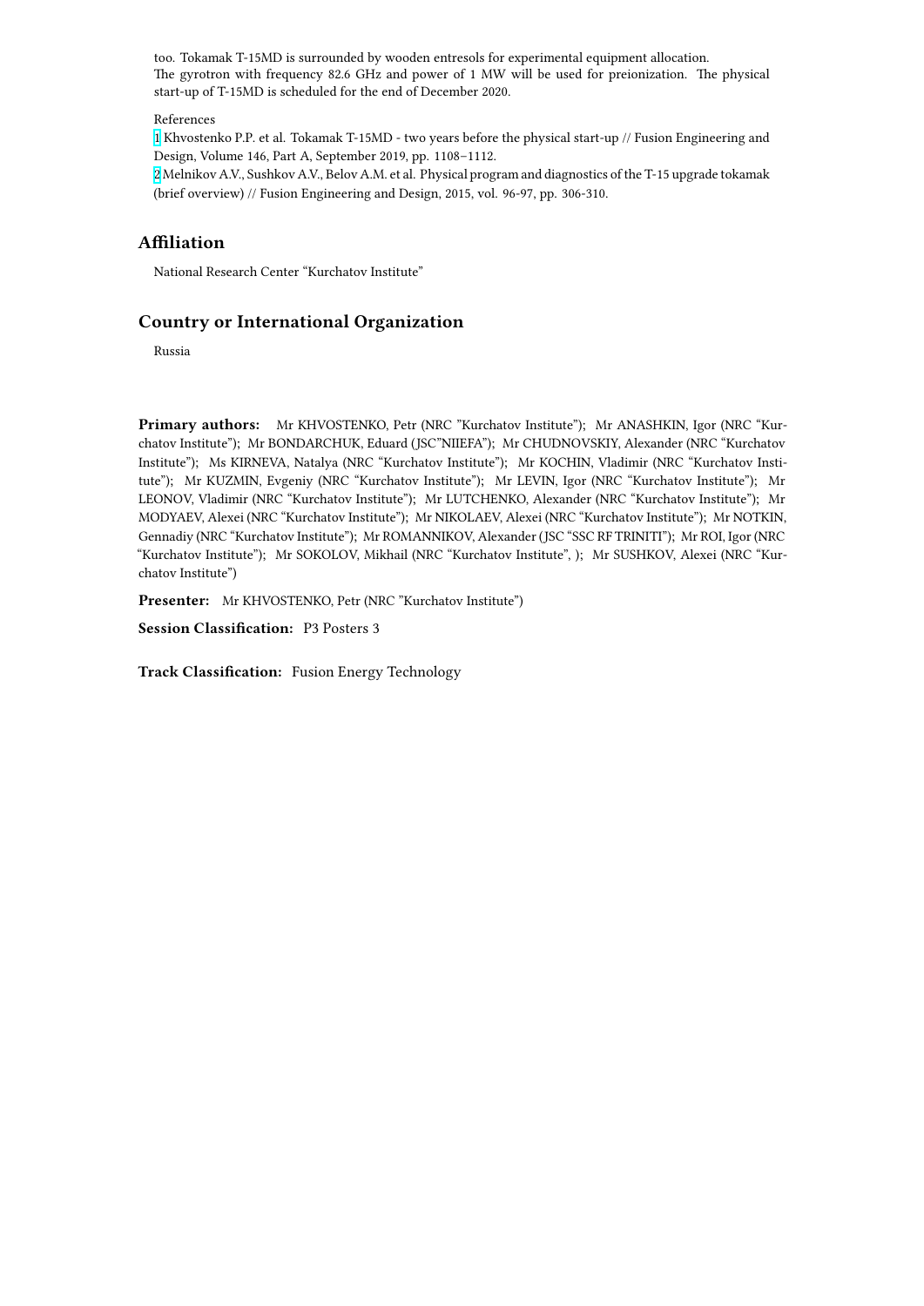too. Tokamak T-15MD is surrounded by wooden entresols for experimental equipment allocation.
The gyrotron with frequency 82.6 GHz and power of 1 MW will be used for preionization. The physical start-up of T-15MD is scheduled for the end of December 2020.

References
1 Khvostenko P.P. et al. Tokamak T-15MD - two years before the physical start-up // Fusion Engineering and Design, Volume 146, Part A, September 2019, pp. 1108–1112.
2 Melnikov A.V., Sushkov A.V., Belov A.M. et al. Physical program and diagnostics of the T-15 upgrade tokamak (brief overview) // Fusion Engineering and Design, 2015, vol. 96-97, pp. 306-310.

## Affiliation

National Research Center "Kurchatov Institute"

## Country or International Organization

Russia

**Primary authors:** Mr KHVOSTENKO, Petr (NRC "Kurchatov Institute"); Mr ANASHKIN, Igor (NRC "Kurchatov Institute"); Mr BONDARCHUK, Eduard (JSC"NIIEFA"); Mr CHUDNOVSKIY, Alexander (NRC "Kurchatov Institute"); Ms KIRNEVA, Natalya (NRC "Kurchatov Institute"); Mr KOCHIN, Vladimir (NRC "Kurchatov Institute"); Mr KUZMIN, Evgeniy (NRC "Kurchatov Institute"); Mr LEVIN, Igor (NRC "Kurchatov Institute"); Mr LEONOV, Vladimir (NRC "Kurchatov Institute"); Mr LUTCHENKO, Alexander (NRC "Kurchatov Institute"); Mr MODYAEV, Alexei (NRC "Kurchatov Institute"); Mr NIKOLAEV, Alexei (NRC "Kurchatov Institute"); Mr NOTKIN, Gennadiy (NRC "Kurchatov Institute"); Mr ROMANNIKOV, Alexander (JSC "SSC RF TRINITI"); Mr ROI, Igor (NRC "Kurchatov Institute"); Mr SOKOLOV, Mikhail (NRC "Kurchatov Institute", ); Mr SUSHKOV, Alexei (NRC "Kurchatov Institute")

**Presenter:** Mr KHVOSTENKO, Petr (NRC "Kurchatov Institute")

**Session Classification:** P3 Posters 3

**Track Classification:** Fusion Energy Technology